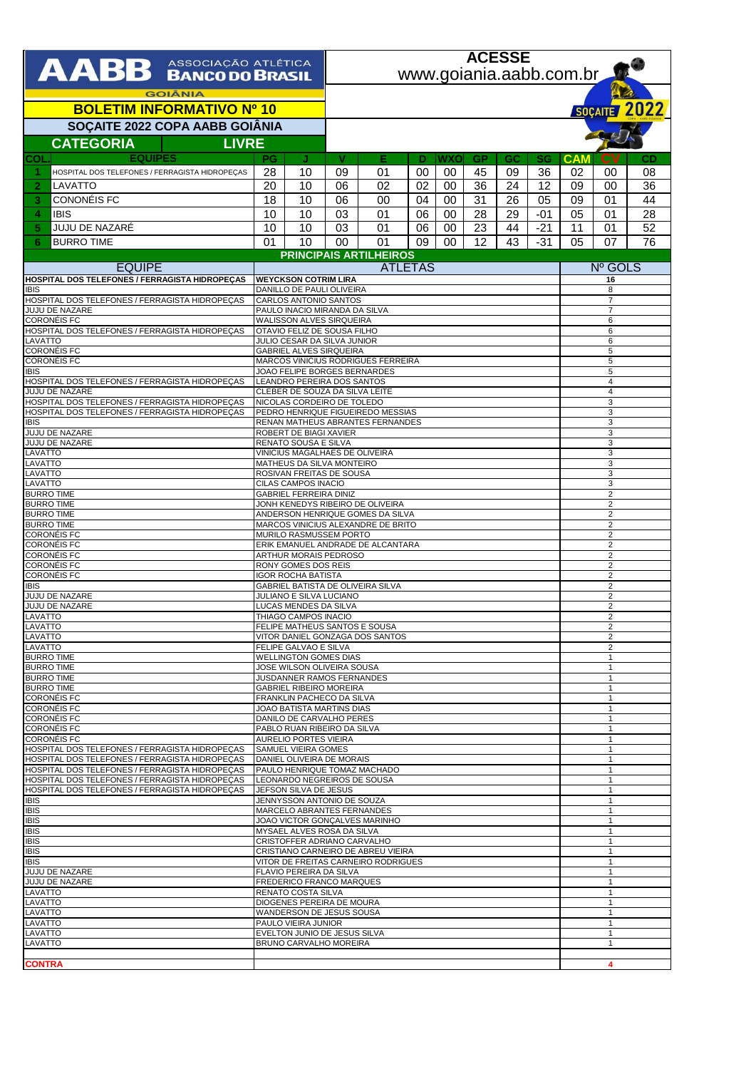AABB ASSOCIAÇÃO ATLÉTICA BANCO DO BRASIL GOIÂNIA

ACESSE www.goiania.aabb.com.br

# BOLETIM INFORMATIVO Nº 10

## SOÇAITE 2022 COPA AABB GOIÂNIA

### CATEGORIA LIVRE

| COL. | EQUIPES | PG | J | V | E | D | WXO | GP | GC | SG | CAM | CV | CD |
|---|---|---|---|---|---|---|---|---|---|---|---|---|---|
| 1 | HOSPITAL DOS TELEFONES / FERRAGISTA HIDROPEÇAS | 28 | 10 | 09 | 01 | 00 | 00 | 45 | 09 | 36 | 02 | 00 | 08 |
| 2 | LAVATTO | 20 | 10 | 06 | 02 | 02 | 00 | 36 | 24 | 12 | 09 | 00 | 36 |
| 3 | CONONÉIS FC | 18 | 10 | 06 | 00 | 04 | 00 | 31 | 26 | 05 | 09 | 01 | 44 |
| 4 | IBIS | 10 | 10 | 03 | 01 | 06 | 00 | 28 | 29 | -01 | 05 | 01 | 28 |
| 5 | JUJU DE NAZARÉ | 10 | 10 | 03 | 01 | 06 | 00 | 23 | 44 | -21 | 11 | 01 | 52 |
| 6 | BURRO TIME | 01 | 10 | 00 | 01 | 09 | 00 | 12 | 43 | -31 | 05 | 07 | 76 |

### PRINCIPAIS ARTILHEIROS

| EQUIPE | ATLETAS | Nº GOLS |
|---|---|---|
| HOSPITAL DOS TELEFONES / FERRAGISTA HIDROPEÇAS | WEYCKSON COTRIM LIRA | 16 |
| IBIS | DANILLO DE PAULI OLIVEIRA | 8 |
| HOSPITAL DOS TELEFONES / FERRAGISTA HIDROPEÇAS | CARLOS ANTONIO SANTOS | 7 |
| JUJU DE NAZARE | PAULO INACIO MIRANDA DA SILVA | 7 |
| CORONÉIS FC | WALISSON ALVES SIRQUEIRA | 6 |
| HOSPITAL DOS TELEFONES / FERRAGISTA HIDROPEÇAS | OTAVIO FELIZ DE SOUSA FILHO | 6 |
| LAVATTO | JULIO CESAR DA SILVA JUNIOR | 6 |
| CORONÉIS FC | GABRIEL ALVES SIRQUEIRA | 5 |
| CORONÉIS FC | MARCOS VINICIUS RODRIGUES FERREIRA | 5 |
| IBIS | JOAO FELIPE BORGES BERNARDES | 5 |
| HOSPITAL DOS TELEFONES / FERRAGISTA HIDROPEÇAS | LEANDRO PEREIRA DOS SANTOS | 4 |
| JUJU DE NAZARE | CLEBER DE SOUZA DA SILVA LEITE | 4 |
| HOSPITAL DOS TELEFONES / FERRAGISTA HIDROPEÇAS | NICOLAS CORDEIRO DE TOLEDO | 3 |
| HOSPITAL DOS TELEFONES / FERRAGISTA HIDROPEÇAS | PEDRO HENRIQUE FIGUEIREDO MESSIAS | 3 |
| IBIS | RENAN MATHEUS ABRANTES FERNANDES | 3 |
| JUJU DE NAZARE | ROBERT DE BIAGI XAVIER | 3 |
| JUJU DE NAZARE | RENATO SOUSA E SILVA | 3 |
| LAVATTO | VINICIUS MAGALHAES DE OLIVEIRA | 3 |
| LAVATTO | MATHEUS DA SILVA MONTEIRO | 3 |
| LAVATTO | ROSIVAN FREITAS DE SOUSA | 3 |
| LAVATTO | CILAS CAMPOS INACIO | 3 |
| BURRO TIME | GABRIEL FERREIRA DINIZ | 2 |
| BURRO TIME | JONH KENEDYS RIBEIRO DE OLIVEIRA | 2 |
| BURRO TIME | ANDERSON HENRIQUE GOMES DA SILVA | 2 |
| BURRO TIME | MARCOS VINICIUS ALEXANDRE DE BRITO | 2 |
| CORONÉIS FC | MURILO RASMUSSEM PORTO | 2 |
| CORONÉIS FC | ERIK EMANUEL ANDRADE DE ALCANTARA | 2 |
| CORONÉIS FC | ARTHUR MORAIS PEDROSO | 2 |
| CORONÉIS FC | RONY GOMES DOS REIS | 2 |
| CORONÉIS FC | IGOR ROCHA BATISTA | 2 |
| IBIS | GABRIEL BATISTA DE OLIVEIRA SILVA | 2 |
| JUJU DE NAZARE | JULIANO E SILVA LUCIANO | 2 |
| JUJU DE NAZARE | LUCAS MENDES DA SILVA | 2 |
| LAVATTO | THIAGO CAMPOS INACIO | 2 |
| LAVATTO | FELIPE MATHEUS SANTOS E SOUSA | 2 |
| LAVATTO | VITOR DANIEL GONZAGA DOS SANTOS | 2 |
| LAVATTO | FELIPE GALVAO E SILVA | 2 |
| BURRO TIME | WELLINGTON GOMES DIAS | 1 |
| BURRO TIME | JOSE WILSON OLIVEIRA SOUSA | 1 |
| BURRO TIME | JUSDANNER RAMOS FERNANDES | 1 |
| BURRO TIME | GABRIEL RIBEIRO MOREIRA | 1 |
| CORONÉIS FC | FRANKLIN PACHECO DA SILVA | 1 |
| CORONÉIS FC | JOAO BATISTA MARTINS DIAS | 1 |
| CORONÉIS FC | DANILO DE CARVALHO PERES | 1 |
| CORONÉIS FC | PABLO RUAN RIBEIRO DA SILVA | 1 |
| CORONÉIS FC | AURELIO PORTES VIEIRA | 1 |
| HOSPITAL DOS TELEFONES / FERRAGISTA HIDROPEÇAS | SAMUEL VIEIRA GOMES | 1 |
| HOSPITAL DOS TELEFONES / FERRAGISTA HIDROPEÇAS | DANIEL OLIVEIRA DE MORAIS | 1 |
| HOSPITAL DOS TELEFONES / FERRAGISTA HIDROPEÇAS | PAULO HENRIQUE TOMAZ MACHADO | 1 |
| HOSPITAL DOS TELEFONES / FERRAGISTA HIDROPEÇAS | LEONARDO NEGREIROS DE SOUSA | 1 |
| HOSPITAL DOS TELEFONES / FERRAGISTA HIDROPEÇAS | JEFSON SILVA DE JESUS | 1 |
| IBIS | JENNYSSON ANTONIO DE SOUZA | 1 |
| IBIS | MARCELO ABRANTES FERNANDES | 1 |
| IBIS | JOAO VICTOR GONÇALVES MARINHO | 1 |
| IBIS | MYSAEL ALVES ROSA DA SILVA | 1 |
| IBIS | CRISTOFFER ADRIANO CARVALHO | 1 |
| IBIS | CRISTIANO CARNEIRO DE ABREU VIEIRA | 1 |
| IBIS | VITOR DE FREITAS CARNEIRO RODRIGUES | 1 |
| JUJU DE NAZARE | FLAVIO PEREIRA DA SILVA | 1 |
| JUJU DE NAZARE | FREDERICO FRANCO MARQUES | 1 |
| LAVATTO | RENATO COSTA SILVA | 1 |
| LAVATTO | DIOGENES PEREIRA DE MOURA | 1 |
| LAVATTO | WANDERSON DE JESUS SOUSA | 1 |
| LAVATTO | PAULO VIEIRA JUNIOR | 1 |
| LAVATTO | EVELTON JUNIO DE JESUS SILVA | 1 |
| LAVATTO | BRUNO CARVALHO MOREIRA | 1 |
| | | |
| CONTRA | | 4 |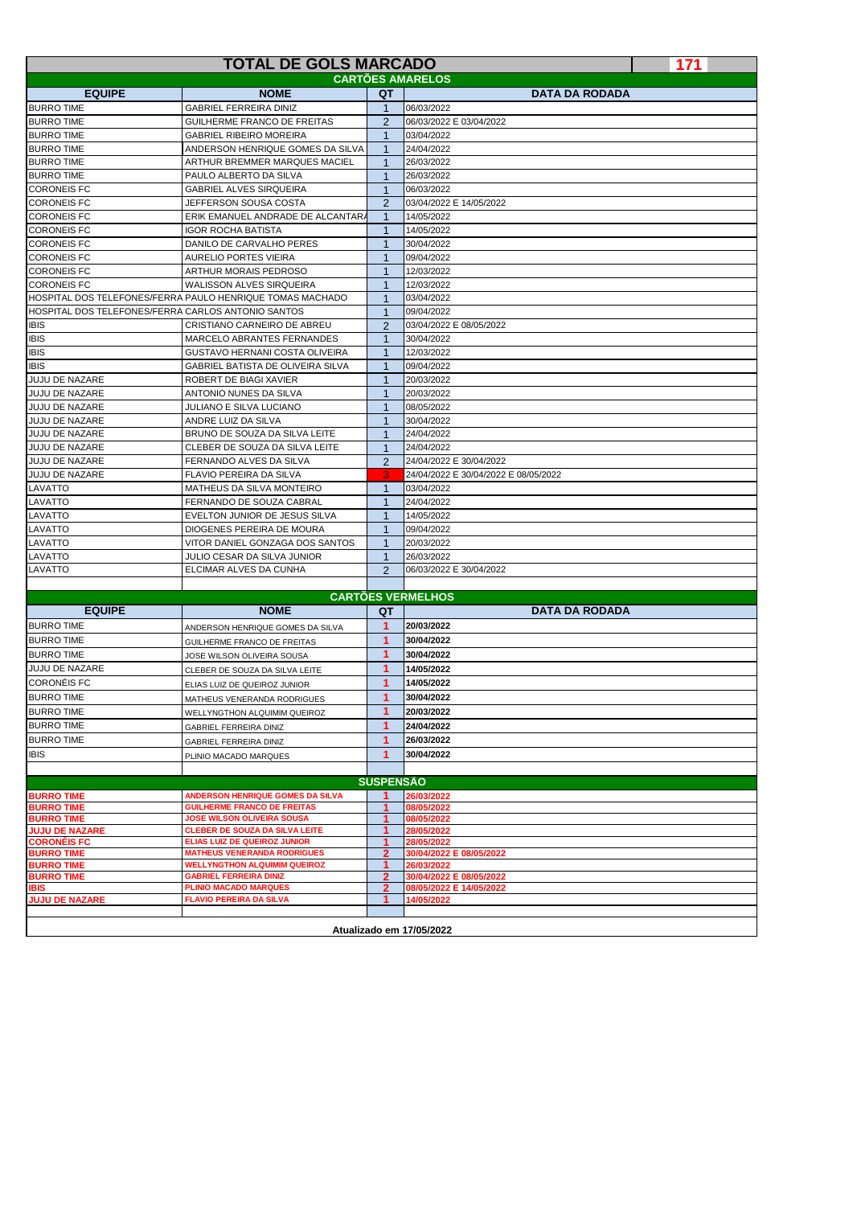## TOTAL DE GOLS MARCADO — 171

### CARTÕES AMARELOS

| EQUIPE | NOME | QT | DATA DA RODADA |
|---|---|---|---|
| BURRO TIME | GABRIEL FERREIRA DINIZ | 1 | 06/03/2022 |
| BURRO TIME | GUILHERME FRANCO DE FREITAS | 2 | 06/03/2022 E 03/04/2022 |
| BURRO TIME | GABRIEL RIBEIRO MOREIRA | 1 | 03/04/2022 |
| BURRO TIME | ANDERSON HENRIQUE GOMES DA SILVA | 1 | 24/04/2022 |
| BURRO TIME | ARTHUR BREMMER MARQUES MACIEL | 1 | 26/03/2022 |
| BURRO TIME | PAULO ALBERTO DA SILVA | 1 | 26/03/2022 |
| CORONEIS FC | GABRIEL ALVES SIRQUEIRA | 1 | 06/03/2022 |
| CORONEIS FC | JEFFERSON SOUSA COSTA | 2 | 03/04/2022 E 14/05/2022 |
| CORONEIS FC | ERIK EMANUEL ANDRADE DE ALCANTARA | 1 | 14/05/2022 |
| CORONEIS FC | IGOR ROCHA BATISTA | 1 | 14/05/2022 |
| CORONEIS FC | DANILO DE CARVALHO PERES | 1 | 30/04/2022 |
| CORONEIS FC | AURELIO PORTES VIEIRA | 1 | 09/04/2022 |
| CORONEIS FC | ARTHUR MORAIS PEDROSO | 1 | 12/03/2022 |
| CORONEIS FC | WALISSON ALVES SIRQUEIRA | 1 | 12/03/2022 |
| HOSPITAL DOS TELEFONES/FERRA | PAULO HENRIQUE TOMAS MACHADO | 1 | 03/04/2022 |
| HOSPITAL DOS TELEFONES/FERRA | CARLOS ANTONIO SANTOS | 1 | 09/04/2022 |
| IBIS | CRISTIANO CARNEIRO DE ABREU | 2 | 03/04/2022 E 08/05/2022 |
| IBIS | MARCELO ABRANTES FERNANDES | 1 | 30/04/2022 |
| IBIS | GUSTAVO HERNANI COSTA OLIVEIRA | 1 | 12/03/2022 |
| IBIS | GABRIEL BATISTA DE OLIVEIRA SILVA | 1 | 09/04/2022 |
| JUJU DE NAZARE | ROBERT DE BIAGI XAVIER | 1 | 20/03/2022 |
| JUJU DE NAZARE | ANTONIO NUNES DA SILVA | 1 | 20/03/2022 |
| JUJU DE NAZARE | JULIANO E SILVA LUCIANO | 1 | 08/05/2022 |
| JUJU DE NAZARE | ANDRE LUIZ DA SILVA | 1 | 30/04/2022 |
| JUJU DE NAZARE | BRUNO DE SOUZA DA SILVA LEITE | 1 | 24/04/2022 |
| JUJU DE NAZARE | CLEBER DE SOUZA DA SILVA LEITE | 1 | 24/04/2022 |
| JUJU DE NAZARE | FERNANDO ALVES DA SILVA | 2 | 24/04/2022 E 30/04/2022 |
| JUJU DE NAZARE | FLAVIO PEREIRA DA SILVA | 3 | 24/04/2022 E 30/04/2022 E 08/05/2022 |
| LAVATTO | MATHEUS DA SILVA MONTEIRO | 1 | 03/04/2022 |
| LAVATTO | FERNANDO DE SOUZA CABRAL | 1 | 24/04/2022 |
| LAVATTO | EVELTON JUNIOR DE JESUS SILVA | 1 | 14/05/2022 |
| LAVATTO | DIOGENES PEREIRA DE MOURA | 1 | 09/04/2022 |
| LAVATTO | VITOR DANIEL GONZAGA DOS SANTOS | 1 | 20/03/2022 |
| LAVATTO | JULIO CESAR DA SILVA JUNIOR | 1 | 26/03/2022 |
| LAVATTO | ELCIMAR ALVES DA CUNHA | 2 | 06/03/2022 E 30/04/2022 |

### CARTÕES VERMELHOS

| EQUIPE | NOME | QT | DATA DA RODADA |
|---|---|---|---|
| BURRO TIME | ANDERSON HENRIQUE GOMES DA SILVA | 1 | 20/03/2022 |
| BURRO TIME | GUILHERME FRANCO DE FREITAS | 1 | 30/04/2022 |
| BURRO TIME | JOSE WILSON OLIVEIRA SOUSA | 1 | 30/04/2022 |
| JUJU DE NAZARE | CLEBER DE SOUZA DA SILVA LEITE | 1 | 14/05/2022 |
| CORONÉIS FC | ELIAS LUIZ DE QUEIROZ JUNIOR | 1 | 14/05/2022 |
| BURRO TIME | MATHEUS VENERANDA RODRIGUES | 1 | 30/04/2022 |
| BURRO TIME | WELLYNGTHON ALQUIMIM QUEIROZ | 1 | 20/03/2022 |
| BURRO TIME | GABRIEL FERREIRA DINIZ | 1 | 24/04/2022 |
| BURRO TIME | GABRIEL FERREIRA DINIZ | 1 | 26/03/2022 |
| IBIS | PLINIO MACADO MARQUES | 1 | 30/04/2022 |

### SUSPENSÃO

| EQUIPE | NOME | QT | DATA DA RODADA |
|---|---|---|---|
| BURRO TIME | ANDERSON HENRIQUE GOMES DA SILVA | 1 | 26/03/2022 |
| BURRO TIME | GUILHERME FRANCO DE FREITAS | 1 | 08/05/2022 |
| BURRO TIME | JOSE WILSON OLIVEIRA SOUSA | 1 | 08/05/2022 |
| JUJU DE NAZARE | CLEBER DE SOUZA DA SILVA LEITE | 1 | 28/05/2022 |
| CORONÉIS FC | ELIAS LUIZ DE QUEIROZ JUNIOR | 1 | 28/05/2022 |
| BURRO TIME | MATHEUS VENERANDA RODRIGUES | 2 | 30/04/2022 E 08/05/2022 |
| BURRO TIME | WELLYNGTHON ALQUIMIM QUEIROZ | 1 | 26/03/2022 |
| BURRO TIME | GABRIEL FERREIRA DINIZ | 2 | 30/04/2022 E 08/05/2022 |
| IBIS | PLINIO MACADO MARQUES | 2 | 08/05/2022 E 14/05/2022 |
| JUJU DE NAZARE | FLAVIO PEREIRA DA SILVA | 1 | 14/05/2022 |

**Atualizado em 17/05/2022**